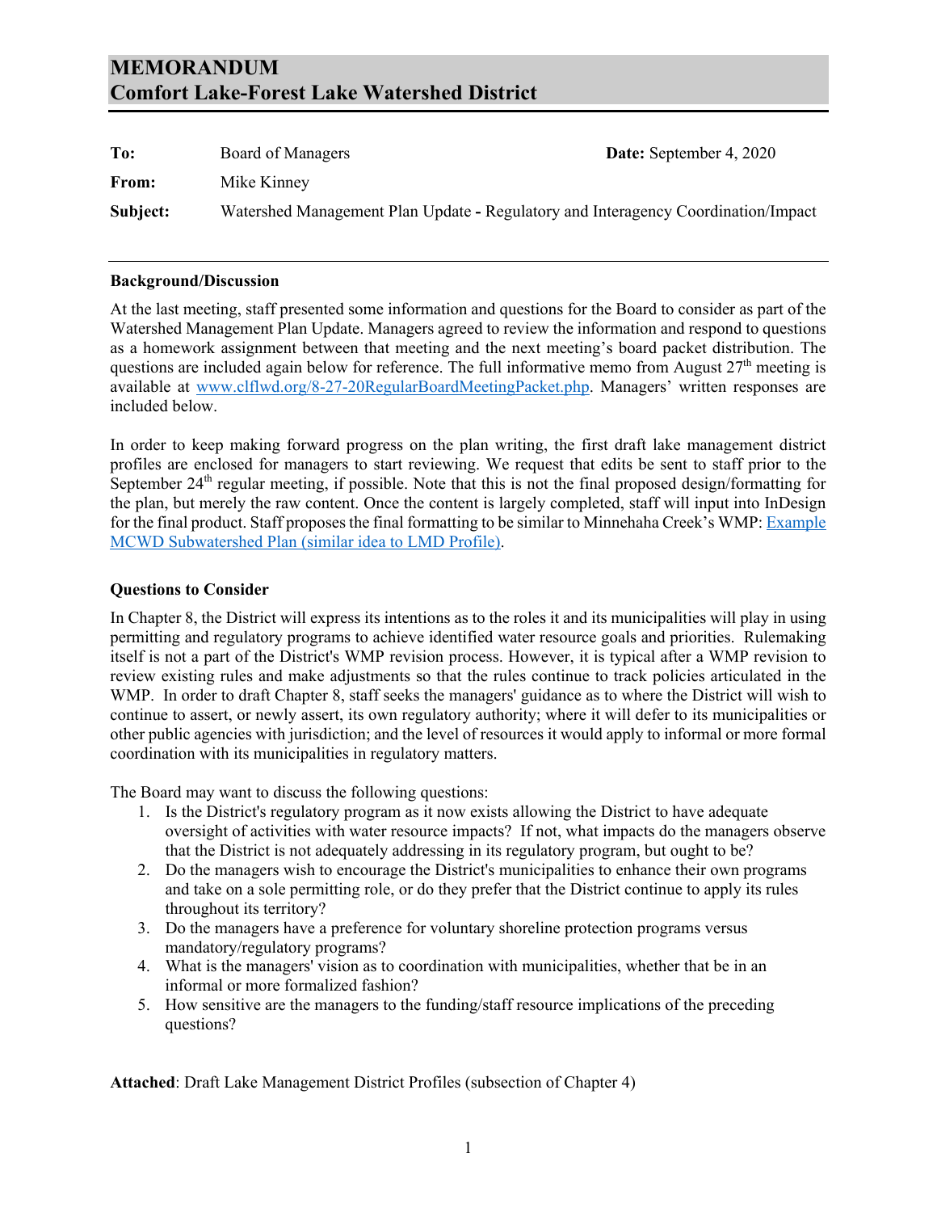# MEMORANDUM
# Comfort Lake-Forest Lake Watershed District

| | | | |
|---|---|---|---|
| **To:** | Board of Managers | **Date:** September 4, 2020 | |
| **From:** | Mike Kinney | | |
| **Subject:** | Watershed Management Plan Update - Regulatory and Interagency Coordination/Impact | | |

---

**Background/Discussion**

At the last meeting, staff presented some information and questions for the Board to consider as part of the Watershed Management Plan Update. Managers agreed to review the information and respond to questions as a homework assignment between that meeting and the next meeting's board packet distribution. The questions are included again below for reference. The full informative memo from August 27th meeting is available at [www.clflwd.org/8-27-20RegularBoardMeetingPacket.php](www.clflwd.org/8-27-20RegularBoardMeetingPacket.php). Managers' written responses are included below.

In order to keep making forward progress on the plan writing, the first draft lake management district profiles are enclosed for managers to start reviewing. We request that edits be sent to staff prior to the September 24th regular meeting, if possible. Note that this is not the final proposed design/formatting for the plan, but merely the raw content. Once the content is largely completed, staff will input into InDesign for the final product. Staff proposes the final formatting to be similar to Minnehaha Creek's WMP: [Example MCWD Subwatershed Plan (similar idea to LMD Profile)](Example MCWD Subwatershed Plan (similar idea to LMD Profile)).

**Questions to Consider**

In Chapter 8, the District will express its intentions as to the roles it and its municipalities will play in using permitting and regulatory programs to achieve identified water resource goals and priorities. Rulemaking itself is not a part of the District's WMP revision process. However, it is typical after a WMP revision to review existing rules and make adjustments so that the rules continue to track policies articulated in the WMP. In order to draft Chapter 8, staff seeks the managers' guidance as to where the District will wish to continue to assert, or newly assert, its own regulatory authority; where it will defer to its municipalities or other public agencies with jurisdiction; and the level of resources it would apply to informal or more formal coordination with its municipalities in regulatory matters.

The Board may want to discuss the following questions:

1. Is the District's regulatory program as it now exists allowing the District to have adequate oversight of activities with water resource impacts? If not, what impacts do the managers observe that the District is not adequately addressing in its regulatory program, but ought to be?
2. Do the managers wish to encourage the District's municipalities to enhance their own programs and take on a sole permitting role, or do they prefer that the District continue to apply its rules throughout its territory?
3. Do the managers have a preference for voluntary shoreline protection programs versus mandatory/regulatory programs?
4. What is the managers' vision as to coordination with municipalities, whether that be in an informal or more formalized fashion?
5. How sensitive are the managers to the funding/staff resource implications of the preceding questions?

**Attached**: Draft Lake Management District Profiles (subsection of Chapter 4)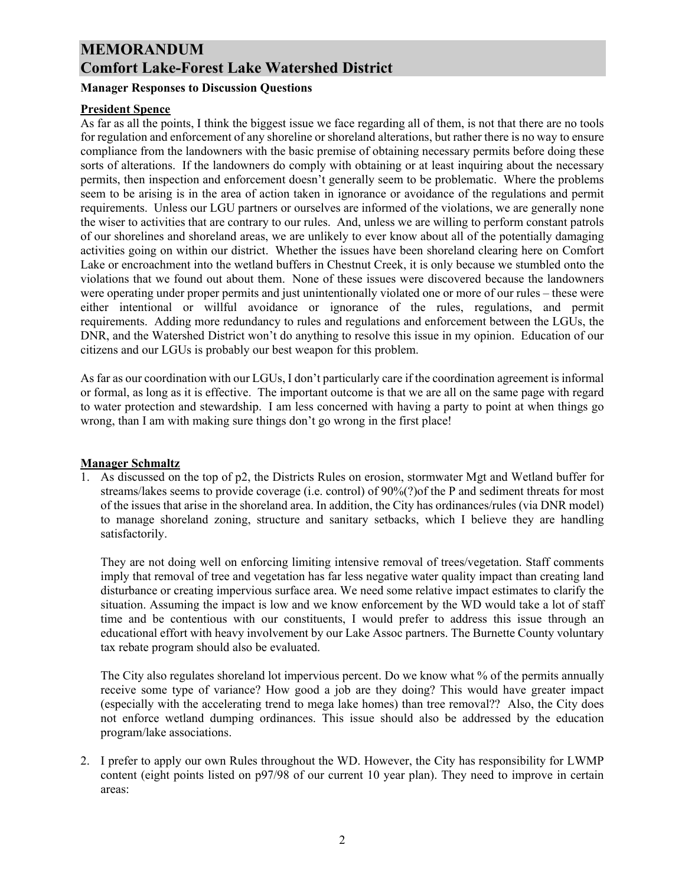# MEMORANDUM
# Comfort Lake-Forest Lake Watershed District

**Manager Responses to Discussion Questions**

**President Spence**

As far as all the points, I think the biggest issue we face regarding all of them, is not that there are no tools for regulation and enforcement of any shoreline or shoreland alterations, but rather there is no way to ensure compliance from the landowners with the basic premise of obtaining necessary permits before doing these sorts of alterations. If the landowners do comply with obtaining or at least inquiring about the necessary permits, then inspection and enforcement doesn't generally seem to be problematic. Where the problems seem to be arising is in the area of action taken in ignorance or avoidance of the regulations and permit requirements. Unless our LGU partners or ourselves are informed of the violations, we are generally none the wiser to activities that are contrary to our rules. And, unless we are willing to perform constant patrols of our shorelines and shoreland areas, we are unlikely to ever know about all of the potentially damaging activities going on within our district. Whether the issues have been shoreland clearing here on Comfort Lake or encroachment into the wetland buffers in Chestnut Creek, it is only because we stumbled onto the violations that we found out about them. None of these issues were discovered because the landowners were operating under proper permits and just unintentionally violated one or more of our rules – these were either intentional or willful avoidance or ignorance of the rules, regulations, and permit requirements. Adding more redundancy to rules and regulations and enforcement between the LGUs, the DNR, and the Watershed District won't do anything to resolve this issue in my opinion. Education of our citizens and our LGUs is probably our best weapon for this problem.

As far as our coordination with our LGUs, I don't particularly care if the coordination agreement is informal or formal, as long as it is effective. The important outcome is that we are all on the same page with regard to water protection and stewardship. I am less concerned with having a party to point at when things go wrong, than I am with making sure things don't go wrong in the first place!

**Manager Schmaltz**

1. As discussed on the top of p2, the Districts Rules on erosion, stormwater Mgt and Wetland buffer for streams/lakes seems to provide coverage (i.e. control) of 90%(?)of the P and sediment threats for most of the issues that arise in the shoreland area. In addition, the City has ordinances/rules (via DNR model) to manage shoreland zoning, structure and sanitary setbacks, which I believe they are handling satisfactorily.

   They are not doing well on enforcing limiting intensive removal of trees/vegetation. Staff comments imply that removal of tree and vegetation has far less negative water quality impact than creating land disturbance or creating impervious surface area. We need some relative impact estimates to clarify the situation. Assuming the impact is low and we know enforcement by the WD would take a lot of staff time and be contentious with our constituents, I would prefer to address this issue through an educational effort with heavy involvement by our Lake Assoc partners. The Burnette County voluntary tax rebate program should also be evaluated.

   The City also regulates shoreland lot impervious percent. Do we know what % of the permits annually receive some type of variance? How good a job are they doing? This would have greater impact (especially with the accelerating trend to mega lake homes) than tree removal?? Also, the City does not enforce wetland dumping ordinances. This issue should also be addressed by the education program/lake associations.

2. I prefer to apply our own Rules throughout the WD. However, the City has responsibility for LWMP content (eight points listed on p97/98 of our current 10 year plan). They need to improve in certain areas: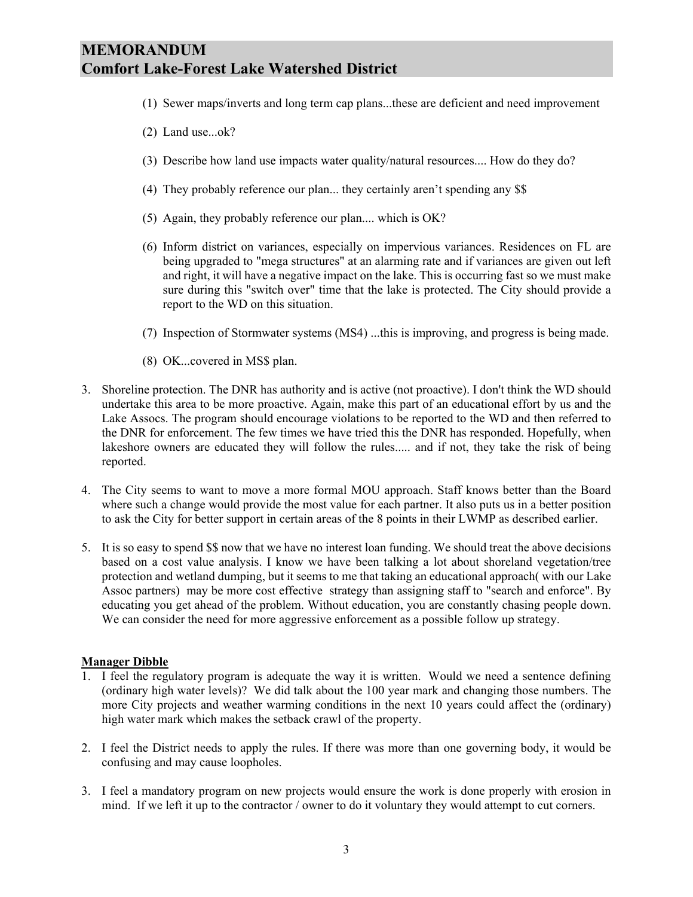(1) Sewer maps/inverts and long term cap plans...these are deficient and need improvement

(2) Land use...ok?

(3) Describe how land use impacts water quality/natural resources.... How do they do?

(4) They probably reference our plan... they certainly aren't spending any $$

(5) Again, they probably reference our plan.... which is OK?

(6) Inform district on variances, especially on impervious variances. Residences on FL are being upgraded to "mega structures" at an alarming rate and if variances are given out left and right, it will have a negative impact on the lake. This is occurring fast so we must make sure during this "switch over" time that the lake is protected. The City should provide a report to the WD on this situation.

(7) Inspection of Stormwater systems (MS4) ...this is improving, and progress is being made.

(8) OK...covered in MS$ plan.

3. Shoreline protection. The DNR has authority and is active (not proactive). I don't think the WD should undertake this area to be more proactive. Again, make this part of an educational effort by us and the Lake Assocs. The program should encourage violations to be reported to the WD and then referred to the DNR for enforcement. The few times we have tried this the DNR has responded. Hopefully, when lakeshore owners are educated they will follow the rules..... and if not, they take the risk of being reported.

4. The City seems to want to move a more formal MOU approach. Staff knows better than the Board where such a change would provide the most value for each partner. It also puts us in a better position to ask the City for better support in certain areas of the 8 points in their LWMP as described earlier.

5. It is so easy to spend $$ now that we have no interest loan funding. We should treat the above decisions based on a cost value analysis. I know we have been talking a lot about shoreland vegetation/tree protection and wetland dumping, but it seems to me that taking an educational approach( with our Lake Assoc partners) may be more cost effective strategy than assigning staff to "search and enforce". By educating you get ahead of the problem. Without education, you are constantly chasing people down. We can consider the need for more aggressive enforcement as a possible follow up strategy.

**Manager Dibble**

1. I feel the regulatory program is adequate the way it is written. Would we need a sentence defining (ordinary high water levels)? We did talk about the 100 year mark and changing those numbers. The more City projects and weather warming conditions in the next 10 years could affect the (ordinary) high water mark which makes the setback crawl of the property.

2. I feel the District needs to apply the rules. If there was more than one governing body, it would be confusing and may cause loopholes.

3. I feel a mandatory program on new projects would ensure the work is done properly with erosion in mind. If we left it up to the contractor / owner to do it voluntary they would attempt to cut corners.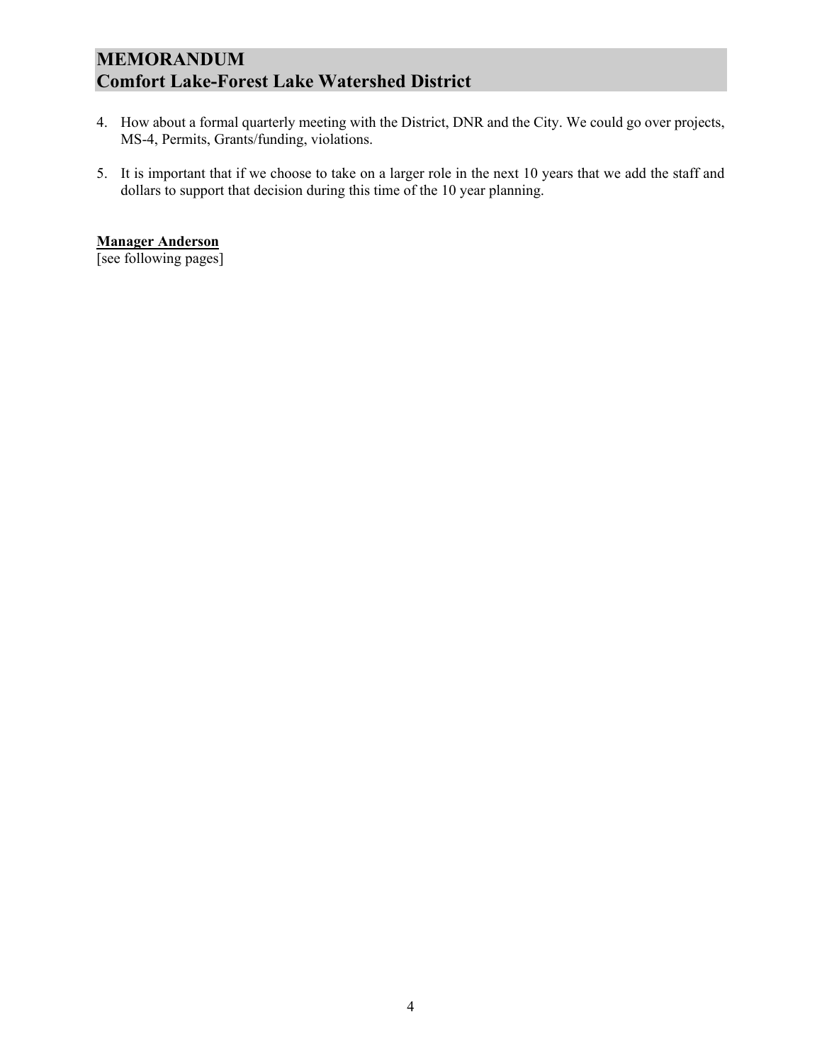4. How about a formal quarterly meeting with the District, DNR and the City. We could go over projects, MS-4, Permits, Grants/funding, violations.

5. It is important that if we choose to take on a larger role in the next 10 years that we add the staff and dollars to support that decision during this time of the 10 year planning.

**Manager Anderson**
[see following pages]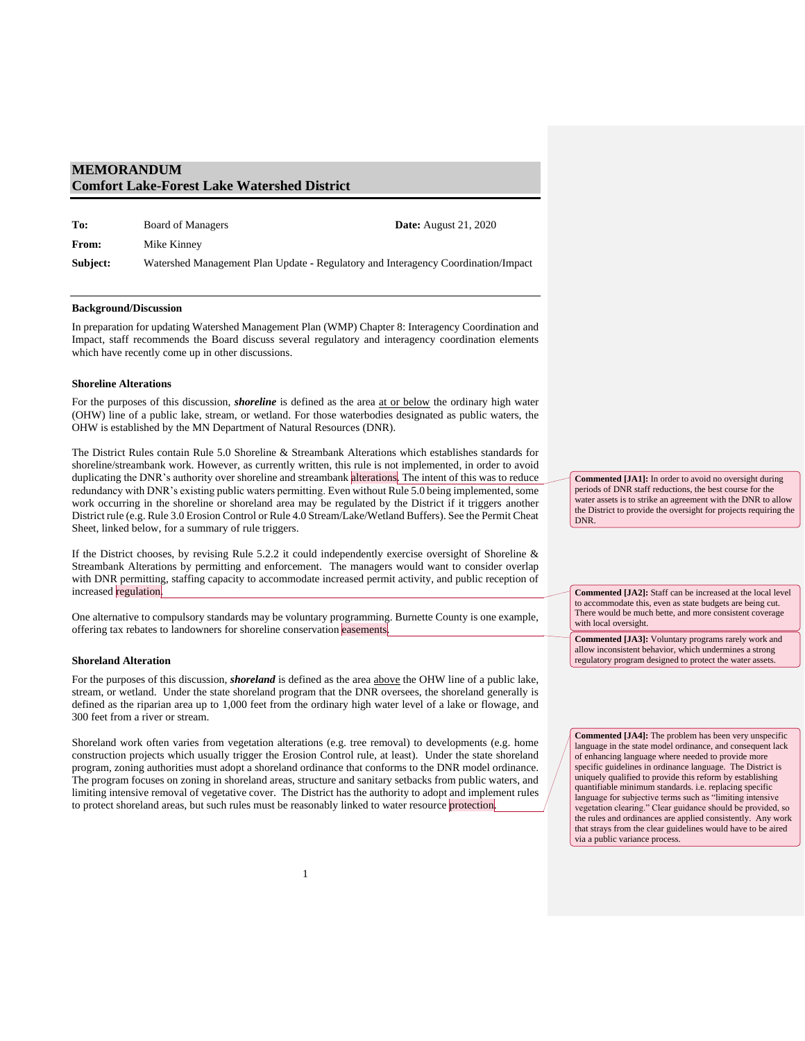## MEMORANDUM
## Comfort Lake-Forest Lake Watershed District

| | | | |
|---|---|---|---|
| **To:** | Board of Managers | **Date:** August 21, 2020 | |
| **From:** | Mike Kinney | | |
| **Subject:** | Watershed Management Plan Update - Regulatory and Interagency Coordination/Impact | | |

### Background/Discussion

In preparation for updating Watershed Management Plan (WMP) Chapter 8: Interagency Coordination and Impact, staff recommends the Board discuss several regulatory and interagency coordination elements which have recently come up in other discussions.

### Shoreline Alterations

For the purposes of this discussion, ***shoreline*** is defined as the area at or below the ordinary high water (OHW) line of a public lake, stream, or wetland. For those waterbodies designated as public waters, the OHW is established by the MN Department of Natural Resources (DNR).

The District Rules contain Rule 5.0 Shoreline & Streambank Alterations which establishes standards for shoreline/streambank work. However, as currently written, this rule is not implemented, in order to avoid duplicating the DNR's authority over shoreline and streambank alterations. The intent of this was to reduce redundancy with DNR's existing public waters permitting. Even without Rule 5.0 being implemented, some work occurring in the shoreline or shoreland area may be regulated by the District if it triggers another District rule (e.g. Rule 3.0 Erosion Control or Rule 4.0 Stream/Lake/Wetland Buffers). See the Permit Cheat Sheet, linked below, for a summary of rule triggers.

> **Commented [JA1]:** In order to avoid no oversight during periods of DNR staff reductions, the best course for the water assets is to strike an agreement with the DNR to allow the District to provide the oversight for projects requiring the DNR.

If the District chooses, by revising Rule 5.2.2 it could independently exercise oversight of Shoreline & Streambank Alterations by permitting and enforcement. The managers would want to consider overlap with DNR permitting, staffing capacity to accommodate increased permit activity, and public reception of increased regulation.

> **Commented [JA2]:** Staff can be increased at the local level to accommodate this, even as state budgets are being cut. There would be much bette, and more consistent coverage with local oversight.

One alternative to compulsory standards may be voluntary programming. Burnette County is one example, offering tax rebates to landowners for shoreline conservation easements.

> **Commented [JA3]:** Voluntary programs rarely work and allow inconsistent behavior, which undermines a strong regulatory program designed to protect the water assets.

### Shoreland Alteration

For the purposes of this discussion, ***shoreland*** is defined as the area above the OHW line of a public lake, stream, or wetland. Under the state shoreland program that the DNR oversees, the shoreland generally is defined as the riparian area up to 1,000 feet from the ordinary high water level of a lake or flowage, and 300 feet from a river or stream.

Shoreland work often varies from vegetation alterations (e.g. tree removal) to developments (e.g. home construction projects which usually trigger the Erosion Control rule, at least). Under the state shoreland program, zoning authorities must adopt a shoreland ordinance that conforms to the DNR model ordinance. The program focuses on zoning in shoreland areas, structure and sanitary setbacks from public waters, and limiting intensive removal of vegetative cover. The District has the authority to adopt and implement rules to protect shoreland areas, but such rules must be reasonably linked to water resource protection.

> **Commented [JA4]:** The problem has been very unspecific language in the state model ordinance, and consequent lack of enhancing language where needed to provide more specific guidelines in ordinance language. The District is uniquely qualified to provide this reform by establishing quantifiable minimum standards. i.e. replacing specific language for subjective terms such as "limiting intensive vegetation clearing." Clear guidance should be provided, so the rules and ordinances are applied consistently. Any work that strays from the clear guidelines would have to be aired via a public variance process.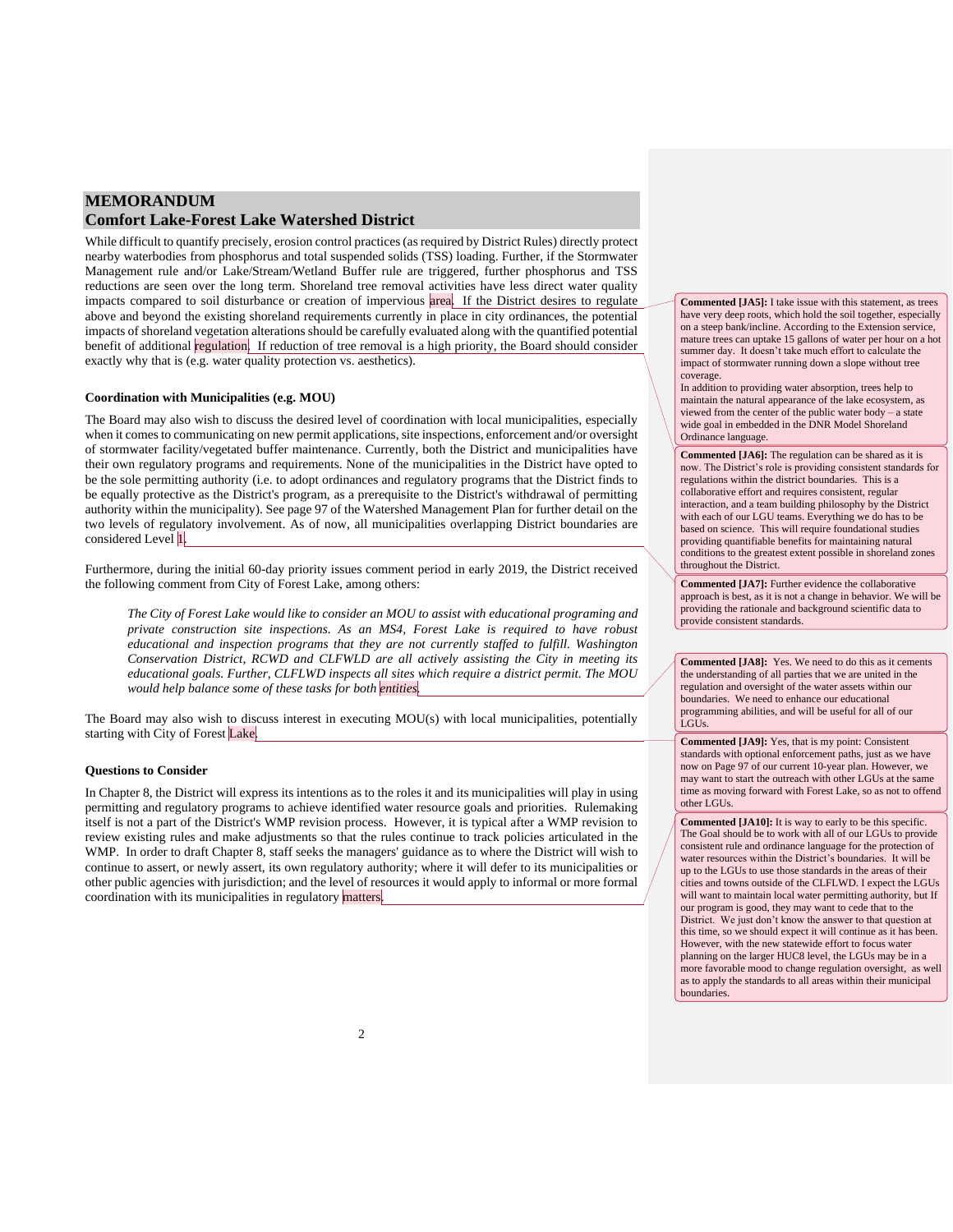# MEMORANDUM
## Comfort Lake-Forest Lake Watershed District

While difficult to quantify precisely, erosion control practices (as required by District Rules) directly protect nearby waterbodies from phosphorus and total suspended solids (TSS) loading. Further, if the Stormwater Management rule and/or Lake/Stream/Wetland Buffer rule are triggered, further phosphorus and TSS reductions are seen over the long term. Shoreland tree removal activities have less direct water quality impacts compared to soil disturbance or creation of impervious area. If the District desires to regulate above and beyond the existing shoreland requirements currently in place in city ordinances, the potential impacts of shoreland vegetation alterations should be carefully evaluated along with the quantified potential benefit of additional regulation. If reduction of tree removal is a high priority, the Board should consider exactly why that is (e.g. water quality protection vs. aesthetics).

**Commented [JA5]:** I take issue with this statement, as trees have very deep roots, which hold the soil together, especially on a steep bank/incline. According to the Extension service, mature trees can uptake 15 gallons of water per hour on a hot summer day. It doesn't take much effort to calculate the impact of stormwater running down a slope without tree coverage.
In addition to providing water absorption, trees help to maintain the natural appearance of the lake ecosystem, as viewed from the center of the public water body – a state wide goal in embedded in the DNR Model Shoreland Ordinance language.

**Commented [JA6]:** The regulation can be shared as it is now. The District's role is providing consistent standards for regulations within the district boundaries. This is a collaborative effort and requires consistent, regular interaction, and a team building philosophy by the District with each of our LGU teams. Everything we do has to be based on science. This will require foundational studies providing quantifiable benefits for maintaining natural conditions to the greatest extent possible in shoreland zones throughout the District.

### Coordination with Municipalities (e.g. MOU)

The Board may also wish to discuss the desired level of coordination with local municipalities, especially when it comes to communicating on new permit applications, site inspections, enforcement and/or oversight of stormwater facility/vegetated buffer maintenance. Currently, both the District and municipalities have their own regulatory programs and requirements. None of the municipalities in the District have opted to be the sole permitting authority (i.e. to adopt ordinances and regulatory programs that the District finds to be equally protective as the District's program, as a prerequisite to the District's withdrawal of permitting authority within the municipality). See page 97 of the Watershed Management Plan for further detail on the two levels of regulatory involvement. As of now, all municipalities overlapping District boundaries are considered Level 1.

**Commented [JA7]:** Further evidence the collaborative approach is best, as it is not a change in behavior. We will be providing the rationale and background scientific data to provide consistent standards.

Furthermore, during the initial 60-day priority issues comment period in early 2019, the District received the following comment from City of Forest Lake, among others:

> *The City of Forest Lake would like to consider an MOU to assist with educational programing and private construction site inspections. As an MS4, Forest Lake is required to have robust educational and inspection programs that they are not currently staffed to fulfill. Washington Conservation District, RCWD and CLFWLD are all actively assisting the City in meeting its educational goals. Further, CLFLWD inspects all sites which require a district permit. The MOU would help balance some of these tasks for both entities.*

**Commented [JA8]:** Yes. We need to do this as it cements the understanding of all parties that we are united in the regulation and oversight of the water assets within our boundaries. We need to enhance our educational programming abilities, and will be useful for all of our LGUs.

The Board may also wish to discuss interest in executing MOU(s) with local municipalities, potentially starting with City of Forest Lake.

**Commented [JA9]:** Yes, that is my point: Consistent standards with optional enforcement paths, just as we have now on Page 97 of our current 10-year plan. However, we may want to start the outreach with other LGUs at the same time as moving forward with Forest Lake, so as not to offend other LGUs.

### Questions to Consider

In Chapter 8, the District will express its intentions as to the roles it and its municipalities will play in using permitting and regulatory programs to achieve identified water resource goals and priorities. Rulemaking itself is not a part of the District's WMP revision process. However, it is typical after a WMP revision to review existing rules and make adjustments so that the rules continue to track policies articulated in the WMP. In order to draft Chapter 8, staff seeks the managers' guidance as to where the District will wish to continue to assert, or newly assert, its own regulatory authority; where it will defer to its municipalities or other public agencies with jurisdiction; and the level of resources it would apply to informal or more formal coordination with its municipalities in regulatory matters.

**Commented [JA10]:** It is way to early to be this specific. The Goal should be to work with all of our LGUs to provide consistent rule and ordinance language for the protection of water resources within the District's boundaries. It will be up to the LGUs to use those standards in the areas of their cities and towns outside of the CLFLWD. I expect the LGUs will want to maintain local water permitting authority, but If our program is good, they may want to cede that to the District. We just don't know the answer to that question at this time, so we should expect it will continue as it has been. However, with the new statewide effort to focus water planning on the larger HUC8 level, the LGUs may be in a more favorable mood to change regulation oversight, as well as to apply the standards to all areas within their municipal boundaries.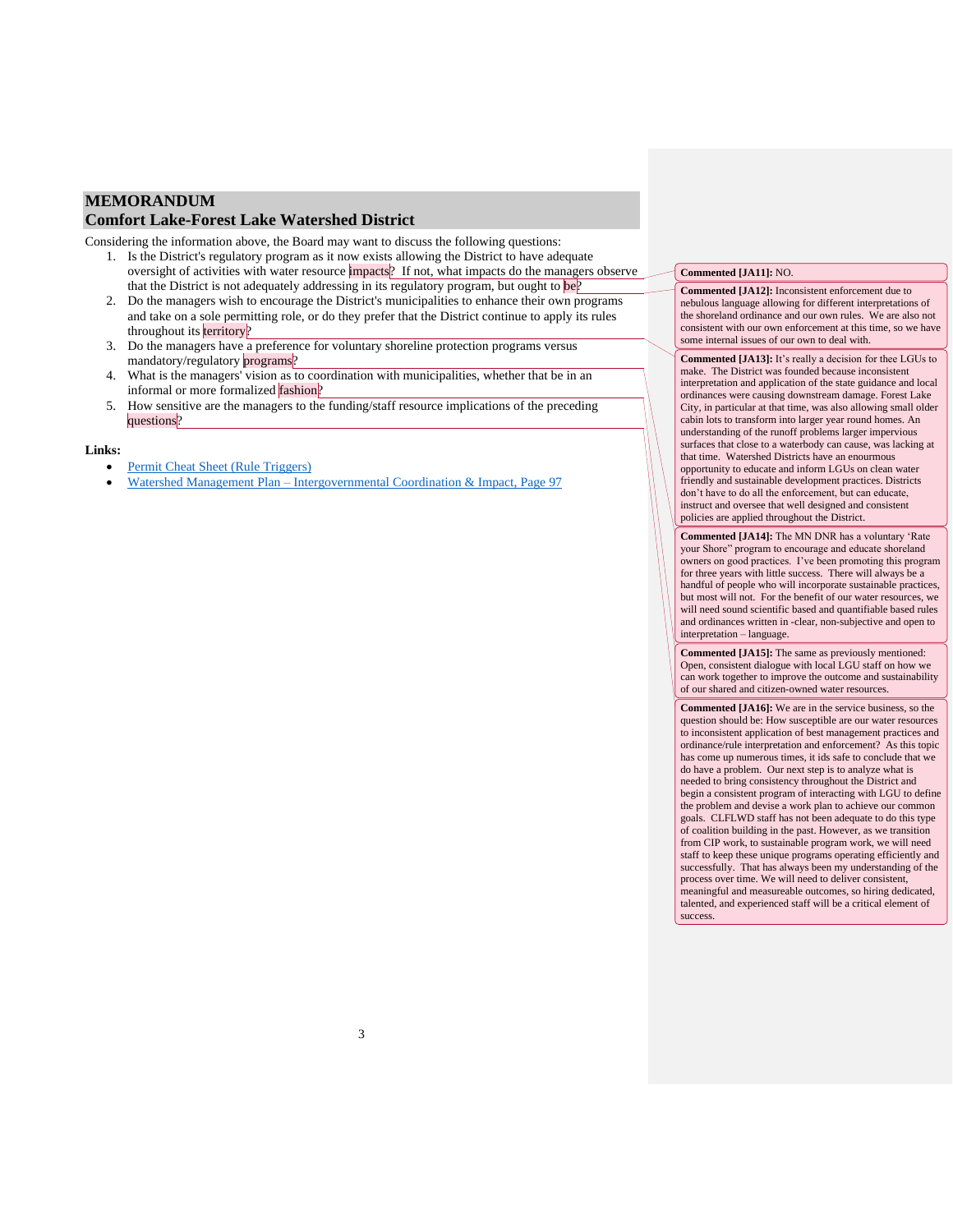**MEMORANDUM**
**Comfort Lake-Forest Lake Watershed District**

Considering the information above, the Board may want to discuss the following questions:

1. Is the District's regulatory program as it now exists allowing the District to have adequate oversight of activities with water resource impacts? If not, what impacts do the managers observe that the District is not adequately addressing in its regulatory program, but ought to be?
2. Do the managers wish to encourage the District's municipalities to enhance their own programs and take on a sole permitting role, or do they prefer that the District continue to apply its rules throughout its territory?
3. Do the managers have a preference for voluntary shoreline protection programs versus mandatory/regulatory programs?
4. What is the managers' vision as to coordination with municipalities, whether that be in an informal or more formalized fashion?
5. How sensitive are the managers to the funding/staff resource implications of the preceding questions?

**Links:**

- Permit Cheat Sheet (Rule Triggers)
- Watershed Management Plan – Intergovernmental Coordination & Impact, Page 97

**Commented [JA11]:** NO.

**Commented [JA12]:** Inconsistent enforcement due to nebulous language allowing for different interpretations of the shoreland ordinance and our own rules. We are also not consistent with our own enforcement at this time, so we have some internal issues of our own to deal with.

**Commented [JA13]:** It's really a decision for thee LGUs to make. The District was founded because inconsistent interpretation and application of the state guidance and local ordinances were causing downstream damage. Forest Lake City, in particular at that time, was also allowing small older cabin lots to transform into larger year round homes. An understanding of the runoff problems larger impervious surfaces that close to a waterbody can cause, was lacking at that time. Watershed Districts have an enourmous opportunity to educate and inform LGUs on clean water friendly and sustainable development practices. Districts don't have to do all the enforcement, but can educate, instruct and oversee that well designed and consistent policies are applied throughout the District.

**Commented [JA14]:** The MN DNR has a voluntary 'Rate your Shore" program to encourage and educate shoreland owners on good practices. I've been promoting this program for three years with little success. There will always be a handful of people who will incorporate sustainable practices, but most will not. For the benefit of our water resources, we will need sound scientific based and quantifiable based rules and ordinances written in -clear, non-subjective and open to interpretation – language.

**Commented [JA15]:** The same as previously mentioned: Open, consistent dialogue with local LGU staff on how we can work together to improve the outcome and sustainability of our shared and citizen-owned water resources.

**Commented [JA16]:** We are in the service business, so the question should be: How susceptible are our water resources to inconsistent application of best management practices and ordinance/rule interpretation and enforcement? As this topic has come up numerous times, it ids safe to conclude that we do have a problem. Our next step is to analyze what is needed to bring consistency throughout the District and begin a consistent program of interacting with LGU to define the problem and devise a work plan to achieve our common goals. CLFLWD staff has not been adequate to do this type of coalition building in the past. However, as we transition from CIP work, to sustainable program work, we will need staff to keep these unique programs operating efficiently and successfully. That has always been my understanding of the process over time. We will need to deliver consistent, meaningful and measureable outcomes, so hiring dedicated, talented, and experienced staff will be a critical element of success.